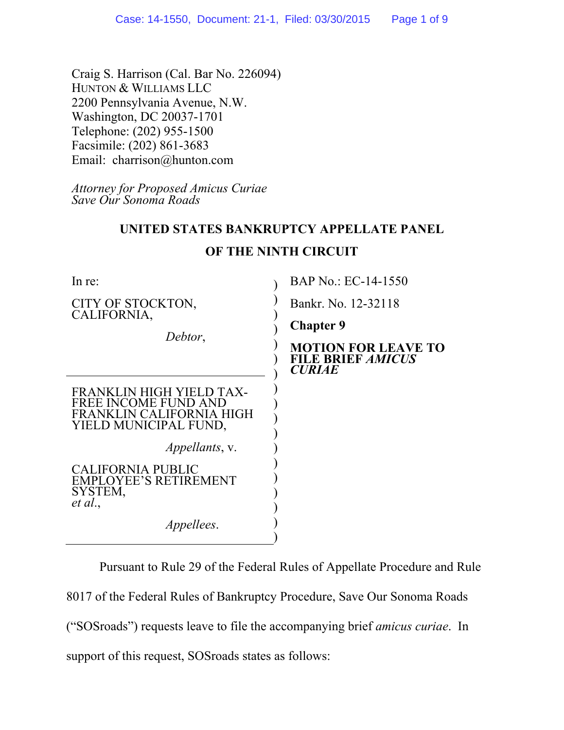Craig S. Harrison (Cal. Bar No. 226094)
HUNTON & WILLIAMS LLP
2200 Pennsylvania Avenue, N.W.
Washington, DC 20037-1701
Telephone: (202) 955-1500
Facsimile: (202) 861-3683
Email: charrison@hunton.com

*Attorney for Proposed Amicus Curiae*
*Save Our Sonoma Roads*

**UNITED STATES BANKRUPTCY APPELLATE PANEL**

**OF THE NINTH CIRCUIT**

| | |
|---|---|
| In re:<br><br>CITY OF STOCKTON, CALIFORNIA,<br><br>*Debtor*, | BAP No.: EC-14-1550<br><br>Bankr. No. 12-32118<br><br>**Chapter 9**<br><br>**MOTION FOR LEAVE TO FILE BRIEF *AMICUS CURIAE*** |
| FRANKLIN HIGH YIELD TAX-FREE INCOME FUND AND FRANKLIN CALIFORNIA HIGH YIELD MUNICIPAL FUND,<br><br>*Appellants*, v.<br><br>CALIFORNIA PUBLIC EMPLOYEE'S RETIREMENT SYSTEM, *et al.*,<br><br>*Appellees*. | |

Pursuant to Rule 29 of the Federal Rules of Appellate Procedure and Rule 8017 of the Federal Rules of Bankruptcy Procedure, Save Our Sonoma Roads ("SOSroads") requests leave to file the accompanying brief *amicus curiae*. In support of this request, SOSroads states as follows: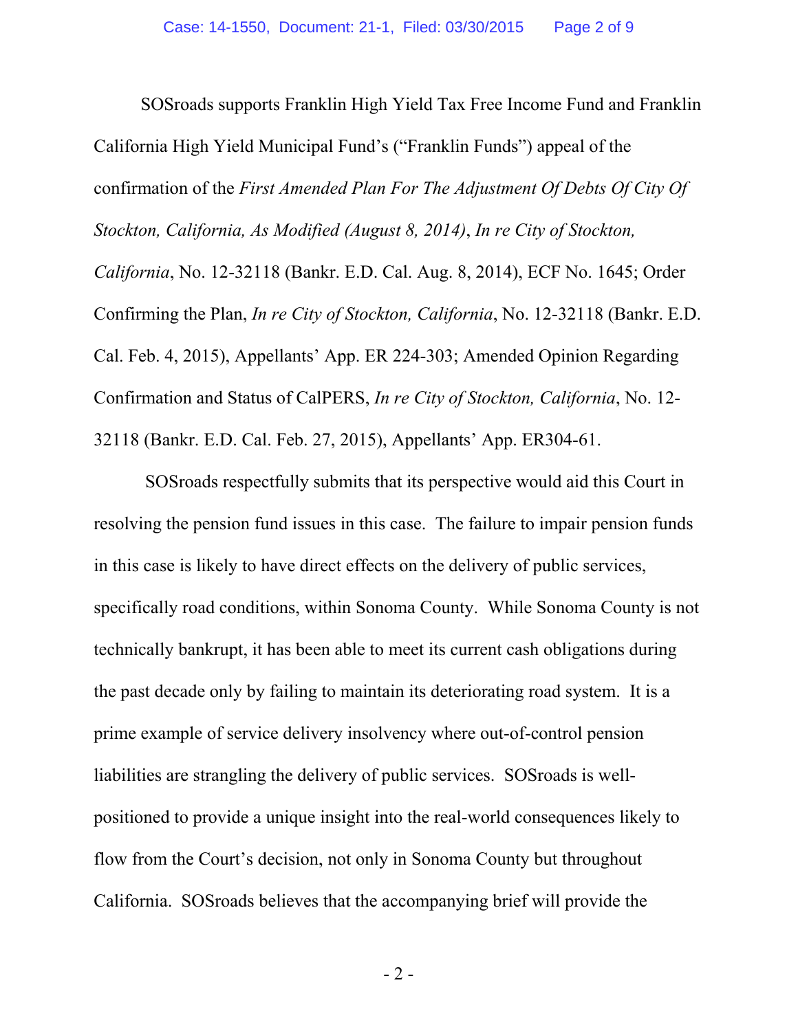SOSroads supports Franklin High Yield Tax Free Income Fund and Franklin California High Yield Municipal Fund's ("Franklin Funds") appeal of the confirmation of the *First Amended Plan For The Adjustment Of Debts Of City Of Stockton, California, As Modified (August 8, 2014)*, *In re City of Stockton, California*, No. 12-32118 (Bankr. E.D. Cal. Aug. 8, 2014), ECF No. 1645; Order Confirming the Plan, *In re City of Stockton, California*, No. 12-32118 (Bankr. E.D. Cal. Feb. 4, 2015), Appellants' App. ER 224-303; Amended Opinion Regarding Confirmation and Status of CalPERS, *In re City of Stockton, California*, No. 12-32118 (Bankr. E.D. Cal. Feb. 27, 2015), Appellants' App. ER304-61.

SOSroads respectfully submits that its perspective would aid this Court in resolving the pension fund issues in this case. The failure to impair pension funds in this case is likely to have direct effects on the delivery of public services, specifically road conditions, within Sonoma County. While Sonoma County is not technically bankrupt, it has been able to meet its current cash obligations during the past decade only by failing to maintain its deteriorating road system. It is a prime example of service delivery insolvency where out-of-control pension liabilities are strangling the delivery of public services. SOSroads is well-positioned to provide a unique insight into the real-world consequences likely to flow from the Court's decision, not only in Sonoma County but throughout California. SOSroads believes that the accompanying brief will provide the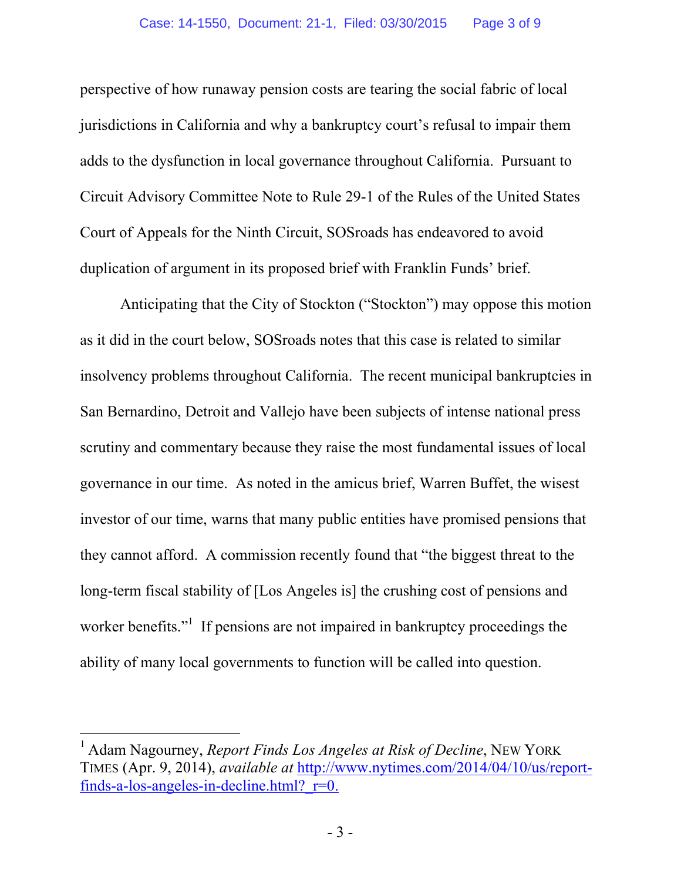perspective of how runaway pension costs are tearing the social fabric of local jurisdictions in California and why a bankruptcy court's refusal to impair them adds to the dysfunction in local governance throughout California. Pursuant to Circuit Advisory Committee Note to Rule 29-1 of the Rules of the United States Court of Appeals for the Ninth Circuit, SOSroads has endeavored to avoid duplication of argument in its proposed brief with Franklin Funds' brief.

Anticipating that the City of Stockton ("Stockton") may oppose this motion as it did in the court below, SOSroads notes that this case is related to similar insolvency problems throughout California. The recent municipal bankruptcies in San Bernardino, Detroit and Vallejo have been subjects of intense national press scrutiny and commentary because they raise the most fundamental issues of local governance in our time. As noted in the amicus brief, Warren Buffet, the wisest investor of our time, warns that many public entities have promised pensions that they cannot afford. A commission recently found that "the biggest threat to the long-term fiscal stability of [Los Angeles is] the crushing cost of pensions and worker benefits."[1] If pensions are not impaired in bankruptcy proceedings the ability of many local governments to function will be called into question.

---

[1] Adam Nagourney, *Report Finds Los Angeles at Risk of Decline*, NEW YORK TIMES (Apr. 9, 2014), *available at* http://www.nytimes.com/2014/04/10/us/report-finds-a-los-angeles-in-decline.html?_r=0.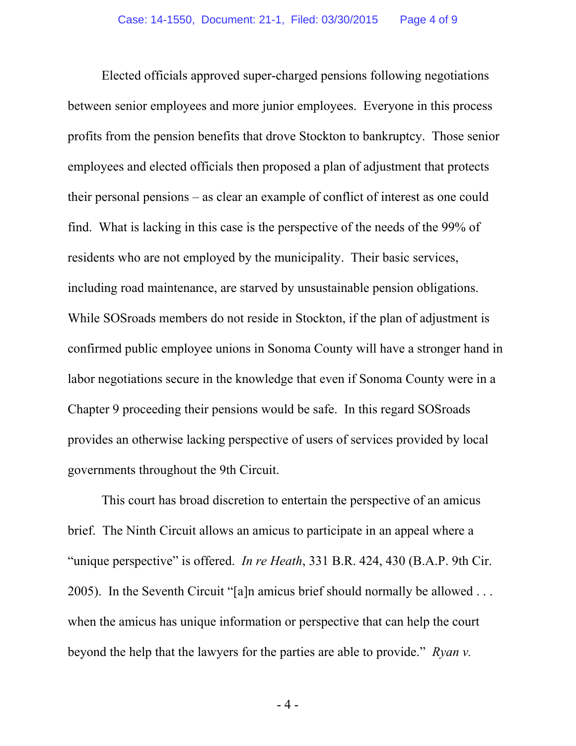Elected officials approved super-charged pensions following negotiations between senior employees and more junior employees. Everyone in this process profits from the pension benefits that drove Stockton to bankruptcy. Those senior employees and elected officials then proposed a plan of adjustment that protects their personal pensions – as clear an example of conflict of interest as one could find. What is lacking in this case is the perspective of the needs of the 99% of residents who are not employed by the municipality. Their basic services, including road maintenance, are starved by unsustainable pension obligations. While SOSroads members do not reside in Stockton, if the plan of adjustment is confirmed public employee unions in Sonoma County will have a stronger hand in labor negotiations secure in the knowledge that even if Sonoma County were in a Chapter 9 proceeding their pensions would be safe. In this regard SOSroads provides an otherwise lacking perspective of users of services provided by local governments throughout the 9th Circuit.

This court has broad discretion to entertain the perspective of an amicus brief. The Ninth Circuit allows an amicus to participate in an appeal where a "unique perspective" is offered. *In re Heath*, 331 B.R. 424, 430 (B.A.P. 9th Cir. 2005). In the Seventh Circuit "[a]n amicus brief should normally be allowed . . . when the amicus has unique information or perspective that can help the court beyond the help that the lawyers for the parties are able to provide." *Ryan v.*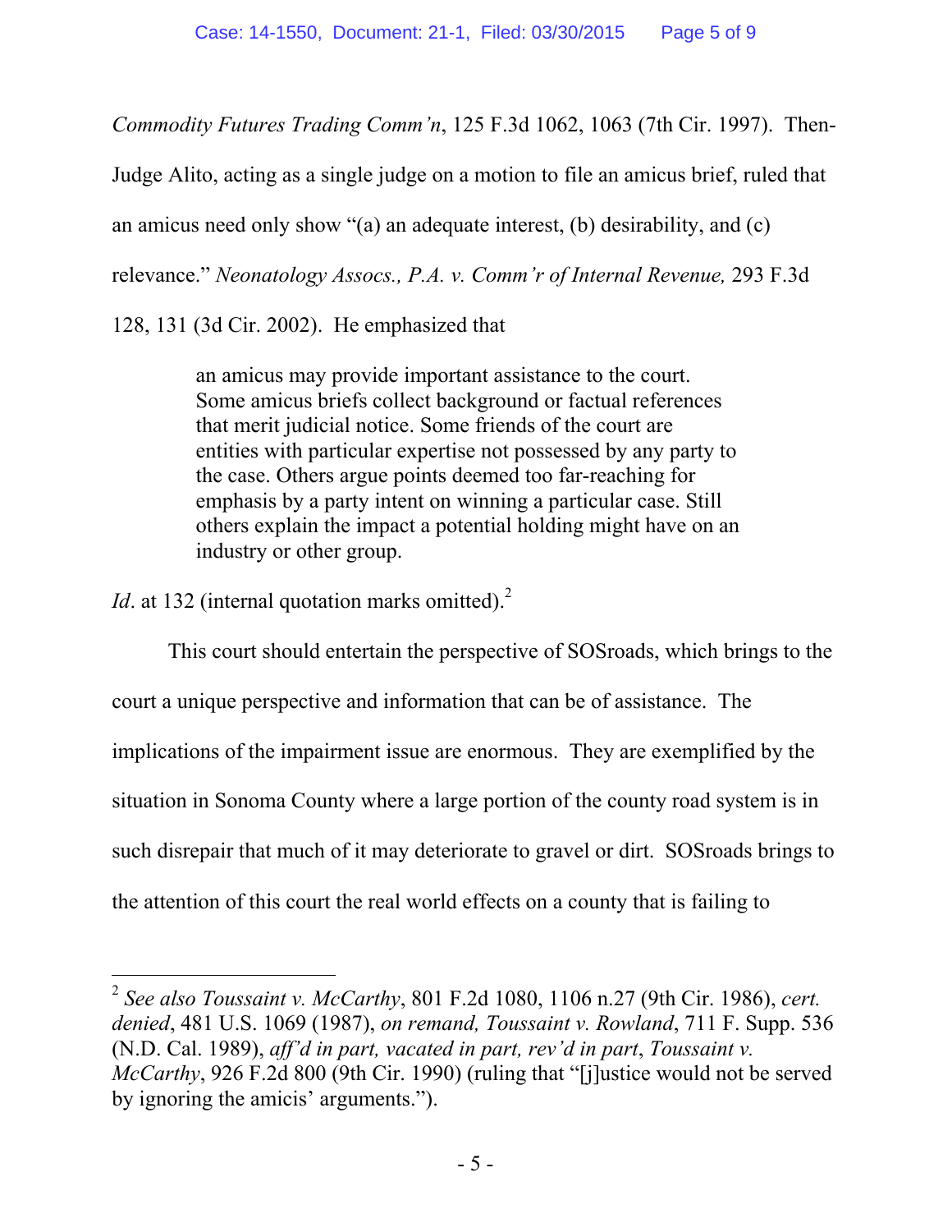*Commodity Futures Trading Comm'n*, 125 F.3d 1062, 1063 (7th Cir. 1997). Then-Judge Alito, acting as a single judge on a motion to file an amicus brief, ruled that an amicus need only show "(a) an adequate interest, (b) desirability, and (c) relevance." *Neonatology Assocs., P.A. v. Comm'r of Internal Revenue,* 293 F.3d 128, 131 (3d Cir. 2002). He emphasized that

> an amicus may provide important assistance to the court. Some amicus briefs collect background or factual references that merit judicial notice. Some friends of the court are entities with particular expertise not possessed by any party to the case. Others argue points deemed too far-reaching for emphasis by a party intent on winning a particular case. Still others explain the impact a potential holding might have on an industry or other group.

*Id*. at 132 (internal quotation marks omitted).[2]

This court should entertain the perspective of SOSroads, which brings to the court a unique perspective and information that can be of assistance. The implications of the impairment issue are enormous. They are exemplified by the situation in Sonoma County where a large portion of the county road system is in such disrepair that much of it may deteriorate to gravel or dirt. SOSroads brings to the attention of this court the real world effects on a county that is failing to

---

[2] *See also Toussaint v. McCarthy*, 801 F.2d 1080, 1106 n.27 (9th Cir. 1986), *cert. denied*, 481 U.S. 1069 (1987), *on remand, Toussaint v. Rowland*, 711 F. Supp. 536 (N.D. Cal. 1989), *aff'd in part, vacated in part, rev'd in part*, *Toussaint v. McCarthy*, 926 F.2d 800 (9th Cir. 1990) (ruling that "[j]ustice would not be served by ignoring the amicis' arguments.").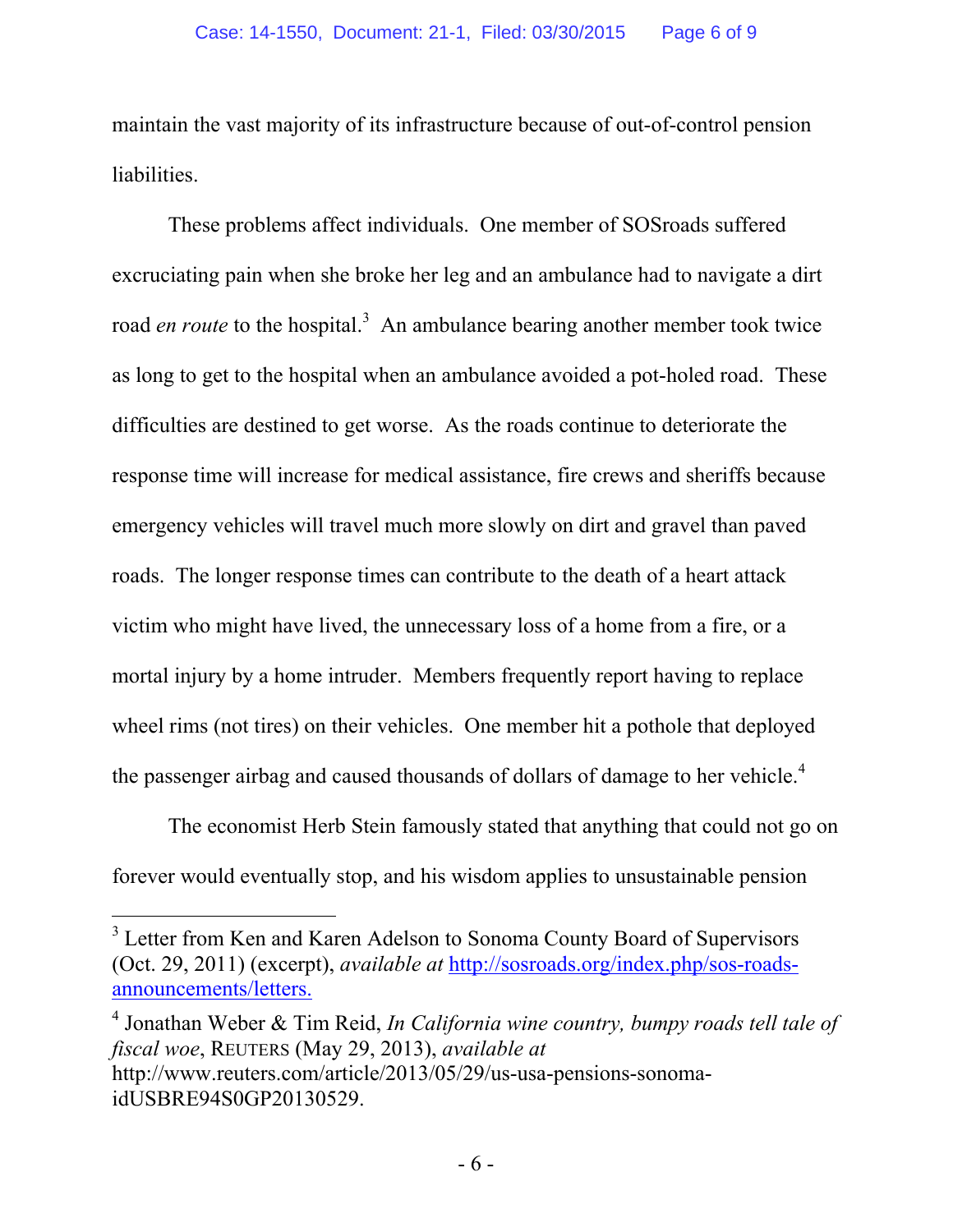maintain the vast majority of its infrastructure because of out-of-control pension liabilities.

These problems affect individuals. One member of SOSroads suffered excruciating pain when she broke her leg and an ambulance had to navigate a dirt road *en route* to the hospital.[3] An ambulance bearing another member took twice as long to get to the hospital when an ambulance avoided a pot-holed road. These difficulties are destined to get worse. As the roads continue to deteriorate the response time will increase for medical assistance, fire crews and sheriffs because emergency vehicles will travel much more slowly on dirt and gravel than paved roads. The longer response times can contribute to the death of a heart attack victim who might have lived, the unnecessary loss of a home from a fire, or a mortal injury by a home intruder. Members frequently report having to replace wheel rims (not tires) on their vehicles. One member hit a pothole that deployed the passenger airbag and caused thousands of dollars of damage to her vehicle.[4]

The economist Herb Stein famously stated that anything that could not go on forever would eventually stop, and his wisdom applies to unsustainable pension

---

[3] Letter from Ken and Karen Adelson to Sonoma County Board of Supervisors (Oct. 29, 2011) (excerpt), *available at* http://sosroads.org/index.php/sos-roads-announcements/letters.

[4] Jonathan Weber & Tim Reid, *In California wine country, bumpy roads tell tale of fiscal woe*, REUTERS (May 29, 2013), *available at* http://www.reuters.com/article/2013/05/29/us-usa-pensions-sonoma-idUSBRE94S0GP20130529.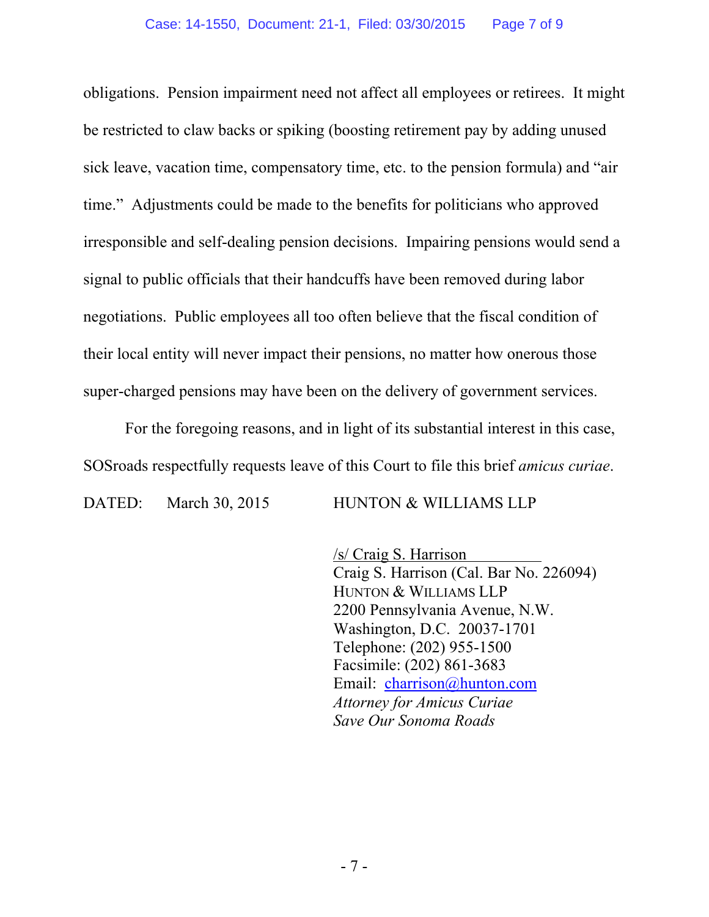obligations. Pension impairment need not affect all employees or retirees. It might be restricted to claw backs or spiking (boosting retirement pay by adding unused sick leave, vacation time, compensatory time, etc. to the pension formula) and "air time." Adjustments could be made to the benefits for politicians who approved irresponsible and self-dealing pension decisions. Impairing pensions would send a signal to public officials that their handcuffs have been removed during labor negotiations. Public employees all too often believe that the fiscal condition of their local entity will never impact their pensions, no matter how onerous those super-charged pensions may have been on the delivery of government services.

For the foregoing reasons, and in light of its substantial interest in this case, SOSroads respectfully requests leave of this Court to file this brief *amicus curiae*.

DATED: March 30, 2015 HUNTON & WILLIAMS LLP

/s/ Craig S. Harrison
Craig S. Harrison (Cal. Bar No. 226094)
HUNTON & WILLIAMS LLP
2200 Pennsylvania Avenue, N.W.
Washington, D.C. 20037-1701
Telephone: (202) 955-1500
Facsimile: (202) 861-3683
Email: charrison@hunton.com
*Attorney for Amicus Curiae*
*Save Our Sonoma Roads*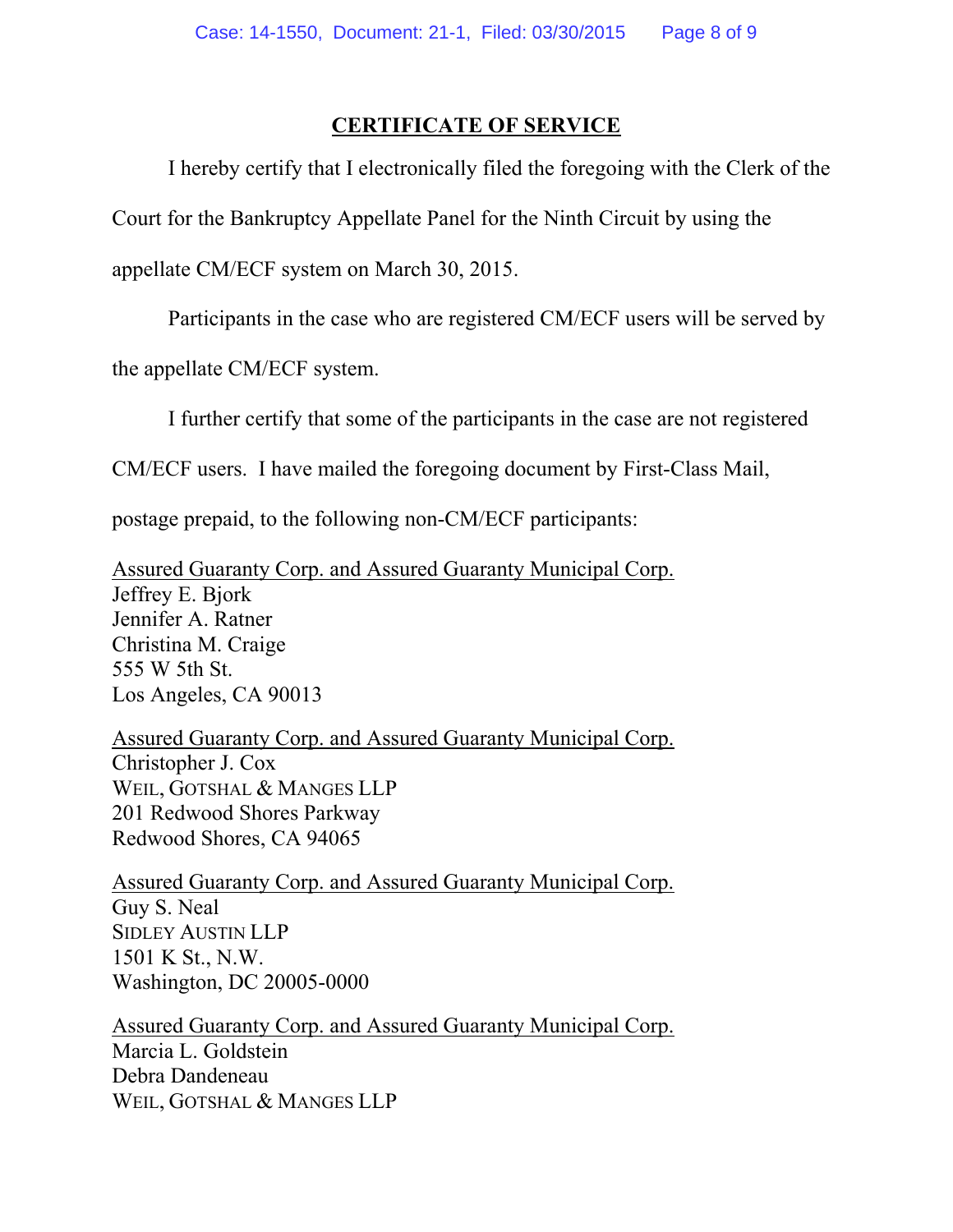## CERTIFICATE OF SERVICE

I hereby certify that I electronically filed the foregoing with the Clerk of the Court for the Bankruptcy Appellate Panel for the Ninth Circuit by using the appellate CM/ECF system on March 30, 2015.

Participants in the case who are registered CM/ECF users will be served by the appellate CM/ECF system.

I further certify that some of the participants in the case are not registered CM/ECF users. I have mailed the foregoing document by First-Class Mail, postage prepaid, to the following non-CM/ECF participants:

Assured Guaranty Corp. and Assured Guaranty Municipal Corp.
Jeffrey E. Bjork
Jennifer A. Ratner
Christina M. Craige
555 W 5th St.
Los Angeles, CA 90013

Assured Guaranty Corp. and Assured Guaranty Municipal Corp.
Christopher J. Cox
WEIL, GOTSHAL & MANGES LLP
201 Redwood Shores Parkway
Redwood Shores, CA 94065

Assured Guaranty Corp. and Assured Guaranty Municipal Corp.
Guy S. Neal
SIDLEY AUSTIN LLP
1501 K St., N.W.
Washington, DC 20005-0000

Assured Guaranty Corp. and Assured Guaranty Municipal Corp.
Marcia L. Goldstein
Debra Dandeneau
WEIL, GOTSHAL & MANGES LLP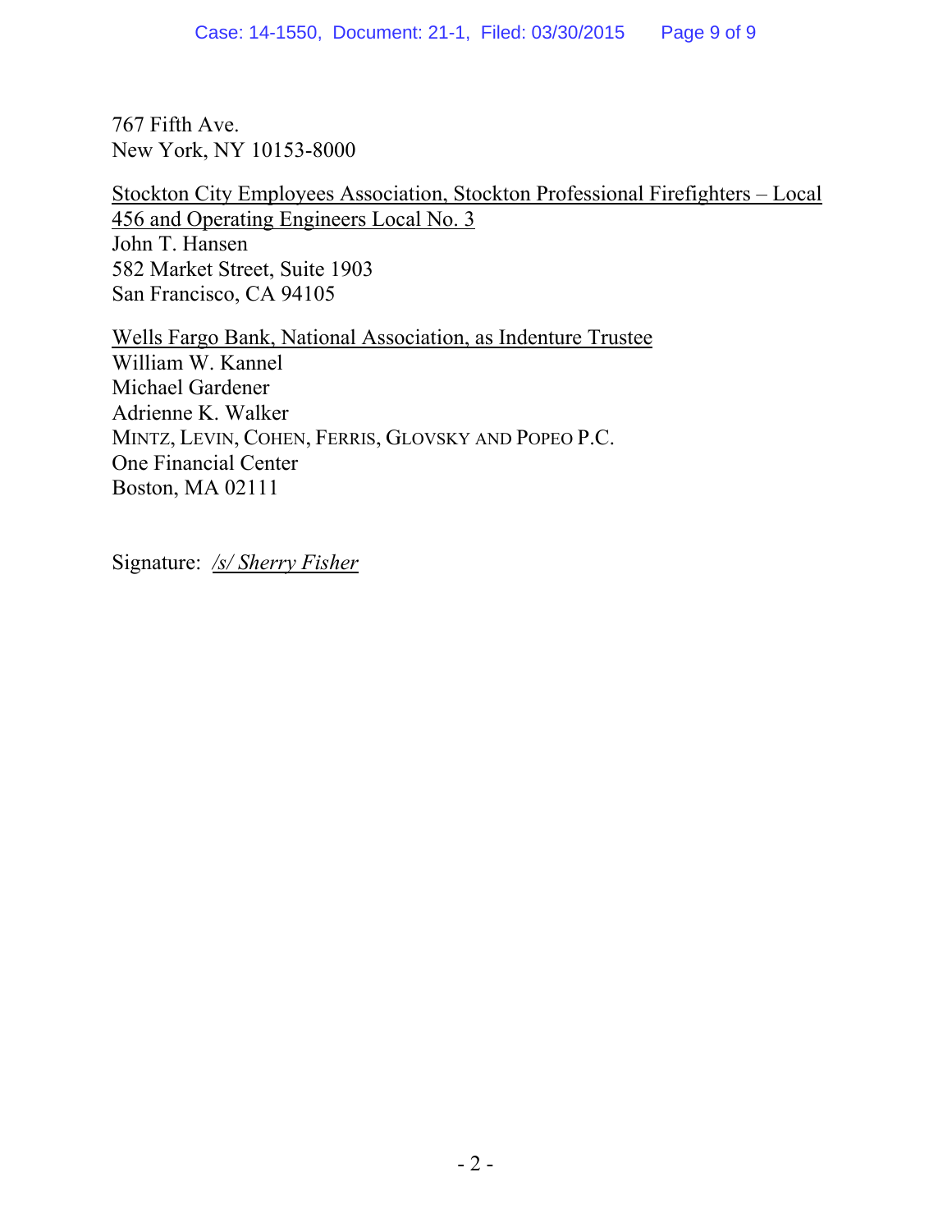767 Fifth Ave.
New York, NY 10153-8000

Stockton City Employees Association, Stockton Professional Firefighters – Local 456 and Operating Engineers Local No. 3
John T. Hansen
582 Market Street, Suite 1903
San Francisco, CA 94105

Wells Fargo Bank, National Association, as Indenture Trustee
William W. Kannel
Michael Gardener
Adrienne K. Walker
MINTZ, LEVIN, COHEN, FERRIS, GLOVSKY AND POPEO P.C.
One Financial Center
Boston, MA 02111

Signature: */s/ Sherry Fisher*